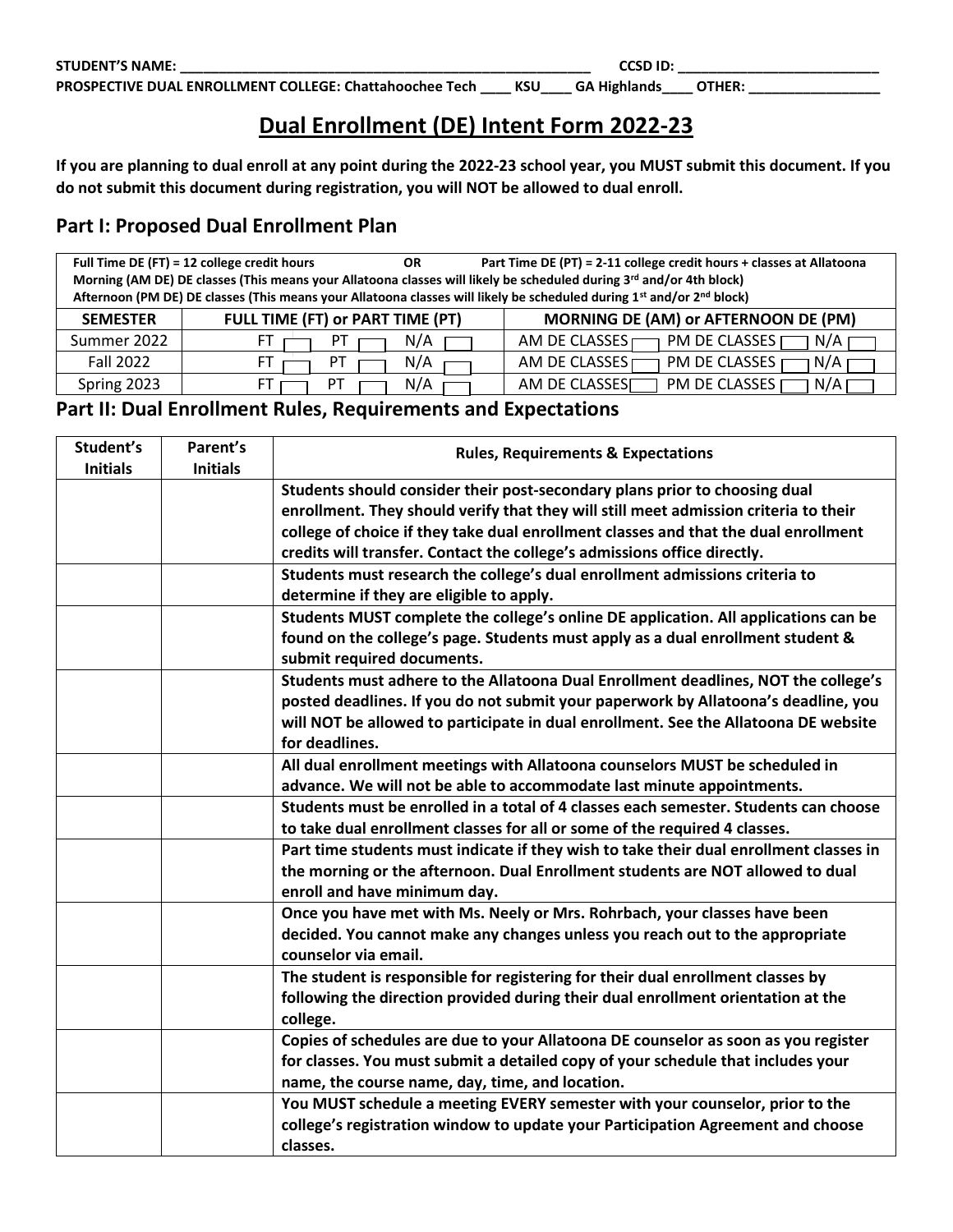**STUDENT'S NAME: _______________________________________________________ CCSD ID: __________________________**

**PROSPECTIVE DUAL ENROLLMENT COLLEGE: Chattahoochee Tech ____ KSU____ GA Highlands____ OTHER: _________________**

# Dual Enrollment (DE) Intent Form 2022-23

**If you are planning to dual enroll at any point during the 2022-23 school year, you MUST submit this document. If you do not submit this document during registration, you will NOT be allowed to dual enroll.**

## Part I: Proposed Dual Enrollment Plan

**Full Time DE (FT) = 12 college credit hours OR Part Time DE (PT) = 2-11 college credit hours + classes at Allatoona**
**Morning (AM DE) DE classes (This means your Allatoona classes will likely be scheduled during 3rd and/or 4th block)**
**Afternoon (PM DE) DE classes (This means your Allatoona classes will likely be scheduled during 1st and/or 2nd block)**

| SEMESTER | FULL TIME (FT) or PART TIME (PT) | MORNING DE (AM) or AFTERNOON DE (PM) |
|---|---|---|
| Summer 2022 | FT ☐ PT ☐ N/A ☐ | AM DE CLASSES ☐ PM DE CLASSES ☐ N/A ☐ |
| Fall 2022 | FT ☐ PT ☐ N/A ☐ | AM DE CLASSES ☐ PM DE CLASSES ☐ N/A ☐ |
| Spring 2023 | FT ☐ PT ☐ N/A ☐ | AM DE CLASSES ☐ PM DE CLASSES ☐ N/A ☐ |

## Part II: Dual Enrollment Rules, Requirements and Expectations

| Student's Initials | Parent's Initials | Rules, Requirements & Expectations |
|---|---|---|
| | | **Students should consider their post-secondary plans prior to choosing dual enrollment. They should verify that they will still meet admission criteria to their college of choice if they take dual enrollment classes and that the dual enrollment credits will transfer. Contact the college's admissions office directly.** |
| | | **Students must research the college's dual enrollment admissions criteria to determine if they are eligible to apply.** |
| | | **Students MUST complete the college's online DE application. All applications can be found on the college's page. Students must apply as a dual enrollment student & submit required documents.** |
| | | **Students must adhere to the Allatoona Dual Enrollment deadlines, NOT the college's posted deadlines. If you do not submit your paperwork by Allatoona's deadline, you will NOT be allowed to participate in dual enrollment. See the Allatoona DE website for deadlines.** |
| | | **All dual enrollment meetings with Allatoona counselors MUST be scheduled in advance. We will not be able to accommodate last minute appointments.** |
| | | **Students must be enrolled in a total of 4 classes each semester. Students can choose to take dual enrollment classes for all or some of the required 4 classes.** |
| | | **Part time students must indicate if they wish to take their dual enrollment classes in the morning or the afternoon. Dual Enrollment students are NOT allowed to dual enroll and have minimum day.** |
| | | **Once you have met with Ms. Neely or Mrs. Rohrbach, your classes have been decided. You cannot make any changes unless you reach out to the appropriate counselor via email.** |
| | | **The student is responsible for registering for their dual enrollment classes by following the direction provided during their dual enrollment orientation at the college.** |
| | | **Copies of schedules are due to your Allatoona DE counselor as soon as you register for classes. You must submit a detailed copy of your schedule that includes your name, the course name, day, time, and location.** |
| | | **You MUST schedule a meeting EVERY semester with your counselor, prior to the college's registration window to update your Participation Agreement and choose classes.** |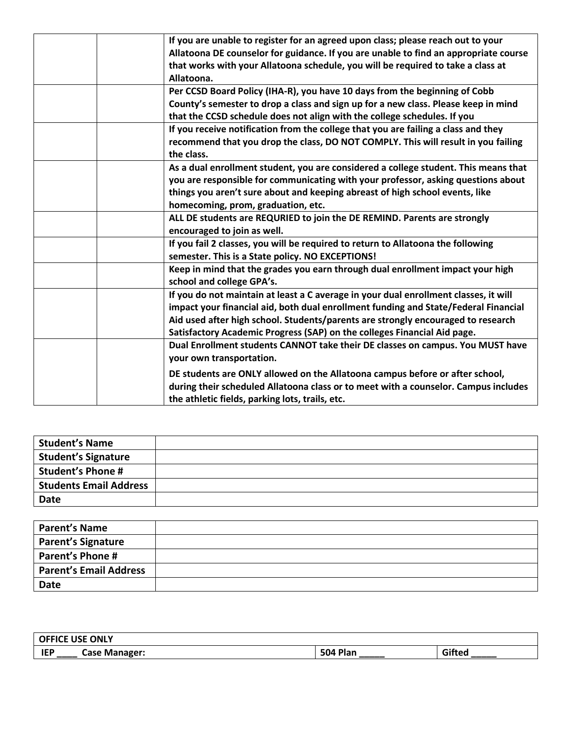| | | |
|---|---|---|
| | | **If you are unable to register for an agreed upon class; please reach out to your Allatoona DE counselor for guidance. If you are unable to find an appropriate course that works with your Allatoona schedule, you will be required to take a class at Allatoona.** |
| | | **Per CCSD Board Policy (IHA-R), you have 10 days from the beginning of Cobb County's semester to drop a class and sign up for a new class. Please keep in mind that the CCSD schedule does not align with the college schedules. If you** |
| | | **If you receive notification from the college that you are failing a class and they recommend that you drop the class, DO NOT COMPLY. This will result in you failing the class.** |
| | | **As a dual enrollment student, you are considered a college student. This means that you are responsible for communicating with your professor, asking questions about things you aren't sure about and keeping abreast of high school events, like homecoming, prom, graduation, etc.** |
| | | **ALL DE students are REQURIED to join the DE REMIND. Parents are strongly encouraged to join as well.** |
| | | **If you fail 2 classes, you will be required to return to Allatoona the following semester. This is a State policy. NO EXCEPTIONS!** |
| | | **Keep in mind that the grades you earn through dual enrollment impact your high school and college GPA's.** |
| | | **If you do not maintain at least a C average in your dual enrollment classes, it will impact your financial aid, both dual enrollment funding and State/Federal Financial Aid used after high school. Students/parents are strongly encouraged to research Satisfactory Academic Progress (SAP) on the colleges Financial Aid page.** |
| | | **Dual Enrollment students CANNOT take their DE classes on campus. You MUST have your own transportation.** <br><br> **DE students are ONLY allowed on the Allatoona campus before or after school, during their scheduled Allatoona class or to meet with a counselor. Campus includes the athletic fields, parking lots, trails, etc.** |

| | |
|---|---|
| **Student's Name** | |
| **Student's Signature** | |
| **Student's Phone #** | |
| **Students Email Address** | |
| **Date** | |

| | |
|---|---|
| **Parent's Name** | |
| **Parent's Signature** | |
| **Parent's Phone #** | |
| **Parent's Email Address** | |
| **Date** | |

| **OFFICE USE ONLY** | | |
|---|---|---|
| **IEP \_\_\_\_ Case Manager:** | **504 Plan \_\_\_\_\_** | **Gifted \_\_\_\_\_** |